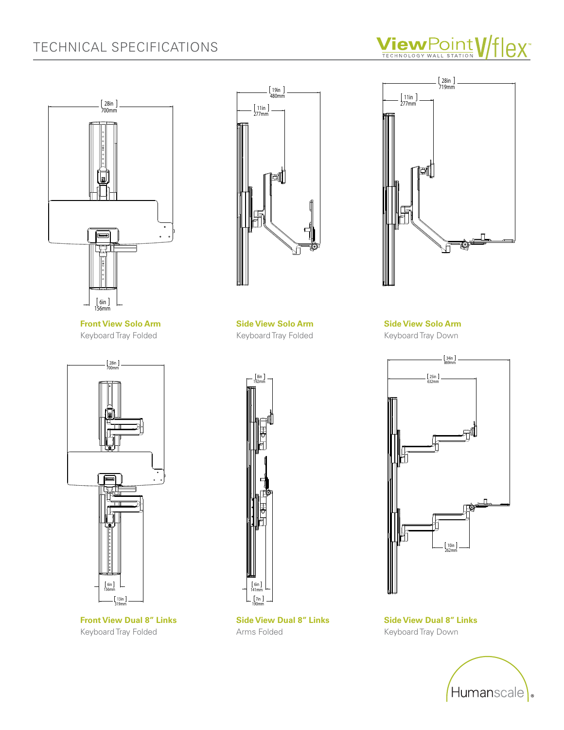# TECHNICAL SPECIFICATIONS

ViewPoint V/flex™
TECHNOLOGY WALL STATION

[ 28in ]
700mm

[ 6in ]
156mm

**Front View Solo Arm**
Keyboard Tray Folded

[ 19in ]
480mm

[ 11in ]
277mm

**Side View Solo Arm**
Keyboard Tray Folded

[ 28in ]
719mm

[ 11in ]
277mm

**Side View Solo Arm**
Keyboard Tray Down

[ 28in ]
700mm

[ 6in ]
156mm

[ 13in ]
319mm

**Front View Dual 8" Links**
Keyboard Tray Folded

[ 8in ]
192mm

[ 6in ]
141mm

[ 7in ]
190mm

**Side View Dual 8" Links**
Arms Folded

[ 34in ]
869mm

[ 25in ]
632mm

[ 10in ]
262mm

**Side View Dual 8" Links**
Keyboard Tray Down

Humanscale®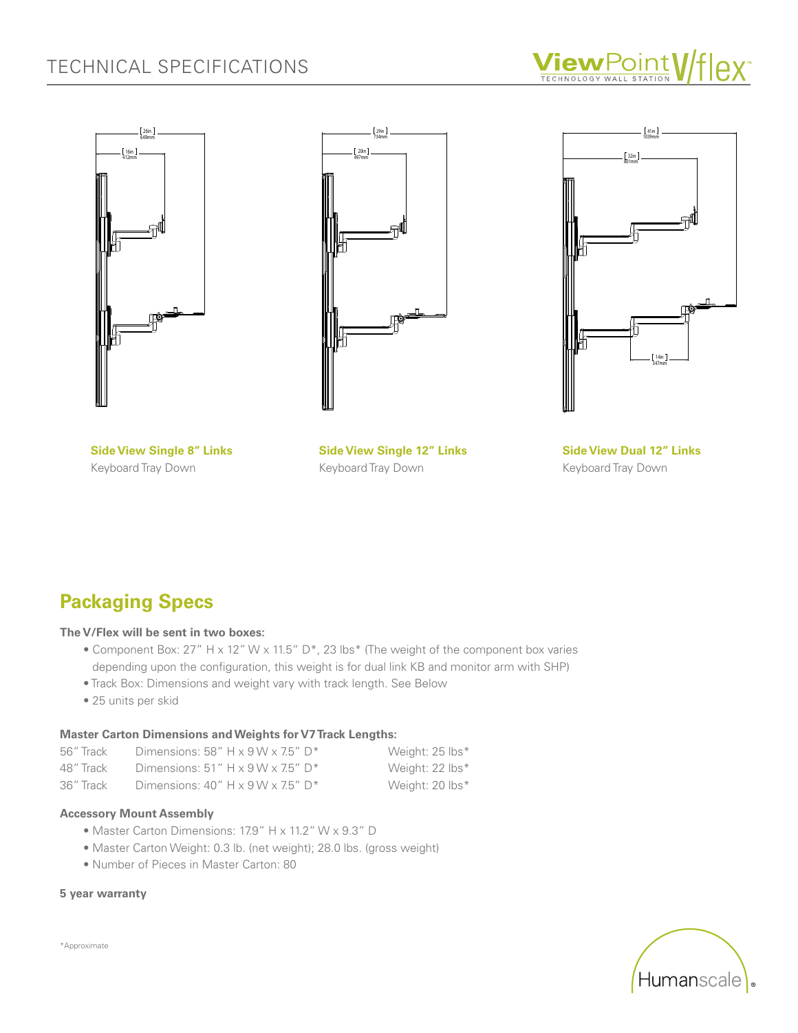# TECHNICAL SPECIFICATIONS

26in
649mm

16in
412mm

29in
734mm

20in
497mm

41in
1039mm

32in
801mm

14in
347mm

**Side View Single 8" Links**
Keyboard Tray Down

**Side View Single 12" Links**
Keyboard Tray Down

**Side View Dual 12" Links**
Keyboard Tray Down

## Packaging Specs

**The V/Flex will be sent in two boxes:**

- Component Box: 27" H x 12" W x 11.5" D*, 23 lbs* (The weight of the component box varies depending upon the configuration, this weight is for dual link KB and monitor arm with SHP)
- Track Box: Dimensions and weight vary with track length. See Below
- 25 units per skid

**Master Carton Dimensions and Weights for V7 Track Lengths:**

| | | |
|---|---|---|
| 56" Track | Dimensions: 58" H x 9 W x 7.5" D* | Weight: 25 lbs* |
| 48" Track | Dimensions: 51" H x 9 W x 7.5" D* | Weight: 22 lbs* |
| 36" Track | Dimensions: 40" H x 9 W x 7.5" D* | Weight: 20 lbs* |

**Accessory Mount Assembly**

- Master Carton Dimensions: 17.9" H x 11.2" W x 9.3" D
- Master Carton Weight: 0.3 lb. (net weight); 28.0 lbs. (gross weight)
- Number of Pieces in Master Carton: 80

**5 year warranty**

*Approximate